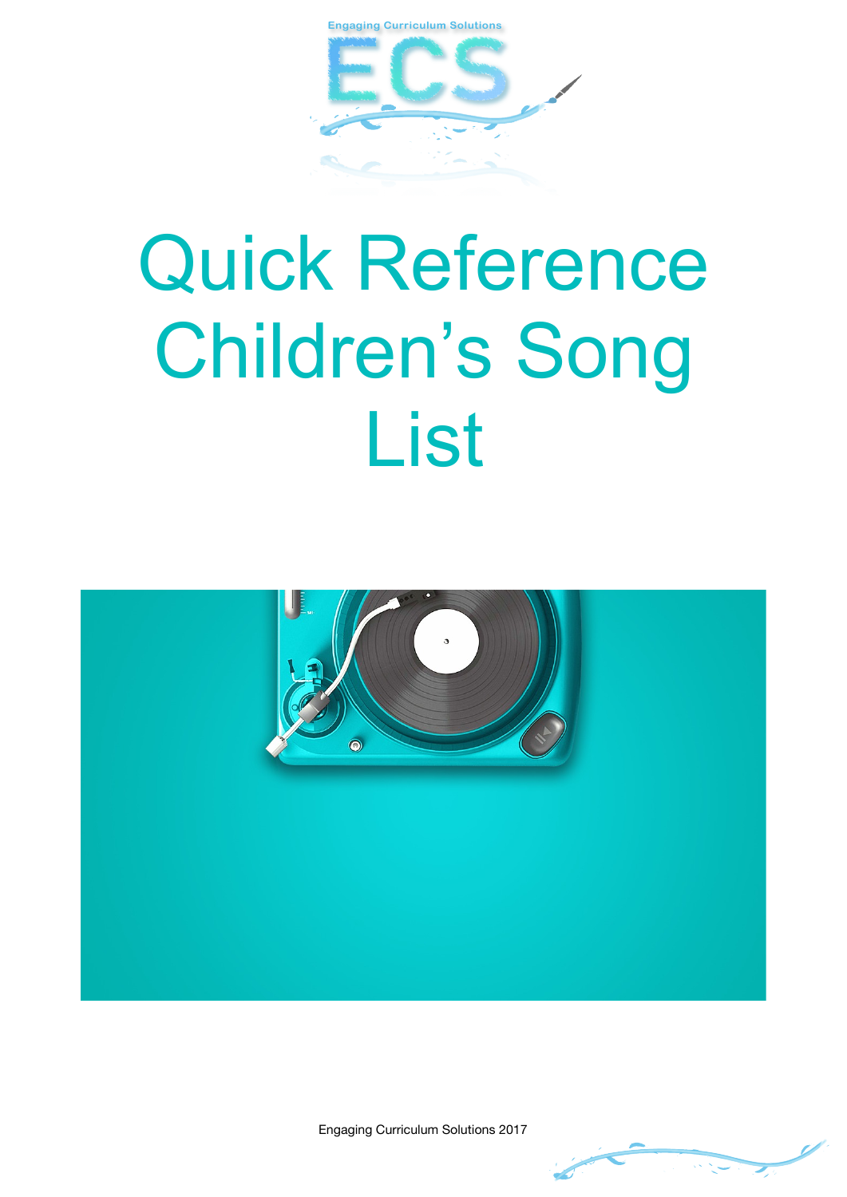Engaging Curriculum Solutions

ECS

# Quick Reference Children's Song List

Engaging Curriculum Solutions 2017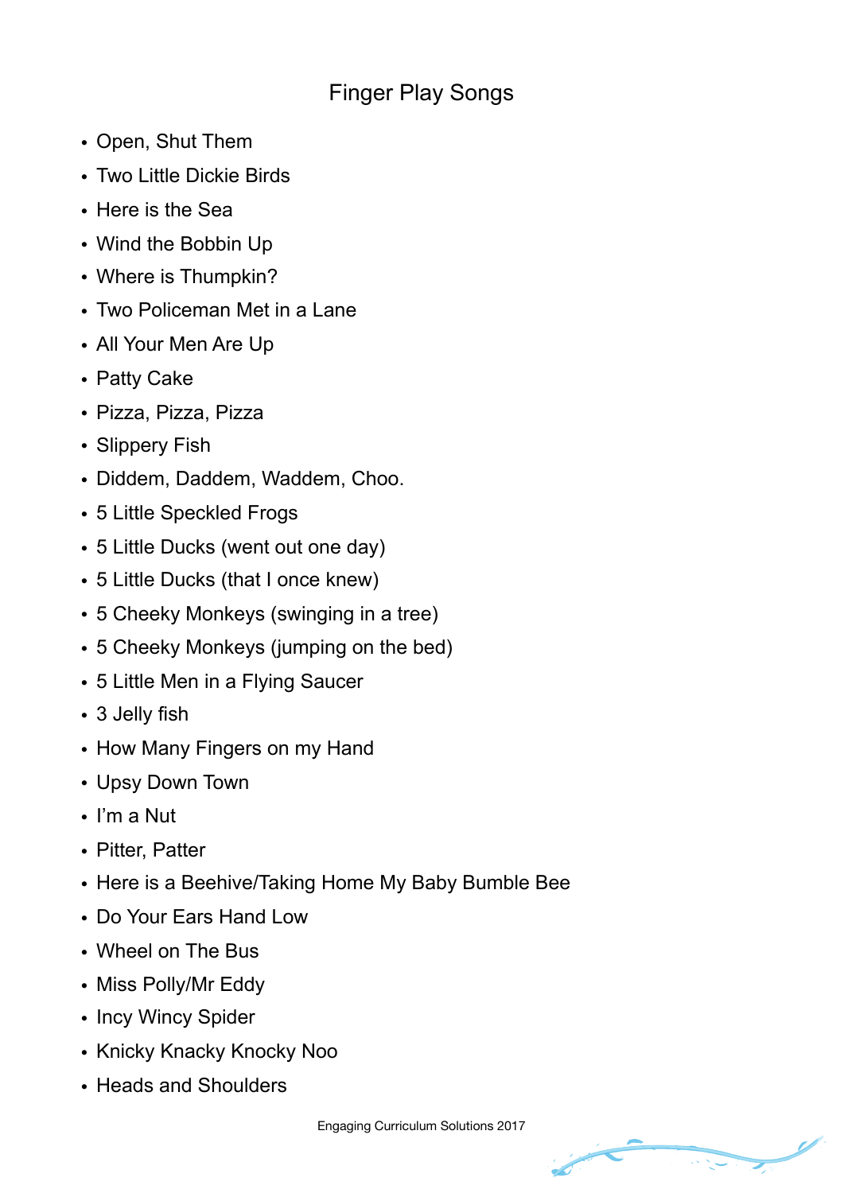# Finger Play Songs

- Open, Shut Them
- Two Little Dickie Birds
- Here is the Sea
- Wind the Bobbin Up
- Where is Thumpkin?
- Two Policeman Met in a Lane
- All Your Men Are Up
- Patty Cake
- Pizza, Pizza, Pizza
- Slippery Fish
- Diddem, Daddem, Waddem, Choo.
- 5 Little Speckled Frogs
- 5 Little Ducks (went out one day)
- 5 Little Ducks (that I once knew)
- 5 Cheeky Monkeys (swinging in a tree)
- 5 Cheeky Monkeys (jumping on the bed)
- 5 Little Men in a Flying Saucer
- 3 Jelly fish
- How Many Fingers on my Hand
- Upsy Down Town
- I'm a Nut
- Pitter, Patter
- Here is a Beehive/Taking Home My Baby Bumble Bee
- Do Your Ears Hand Low
- Wheel on The Bus
- Miss Polly/Mr Eddy
- Incy Wincy Spider
- Knicky Knacky Knocky Noo
- Heads and Shoulders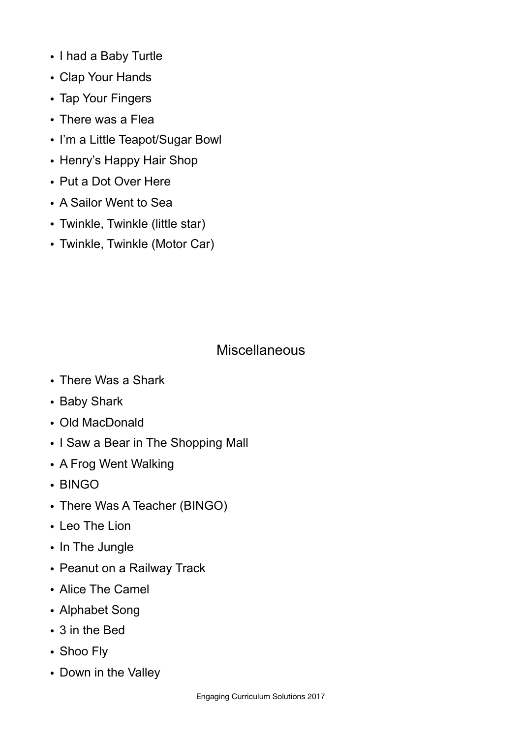- I had a Baby Turtle
- Clap Your Hands
- Tap Your Fingers
- There was a Flea
- I'm a Little Teapot/Sugar Bowl
- Henry's Happy Hair Shop
- Put a Dot Over Here
- A Sailor Went to Sea
- Twinkle, Twinkle (little star)
- Twinkle, Twinkle (Motor Car)

## Miscellaneous

- There Was a Shark
- Baby Shark
- Old MacDonald
- I Saw a Bear in The Shopping Mall
- A Frog Went Walking
- BINGO
- There Was A Teacher (BINGO)
- Leo The Lion
- In The Jungle
- Peanut on a Railway Track
- Alice The Camel
- Alphabet Song
- 3 in the Bed
- Shoo Fly
- Down in the Valley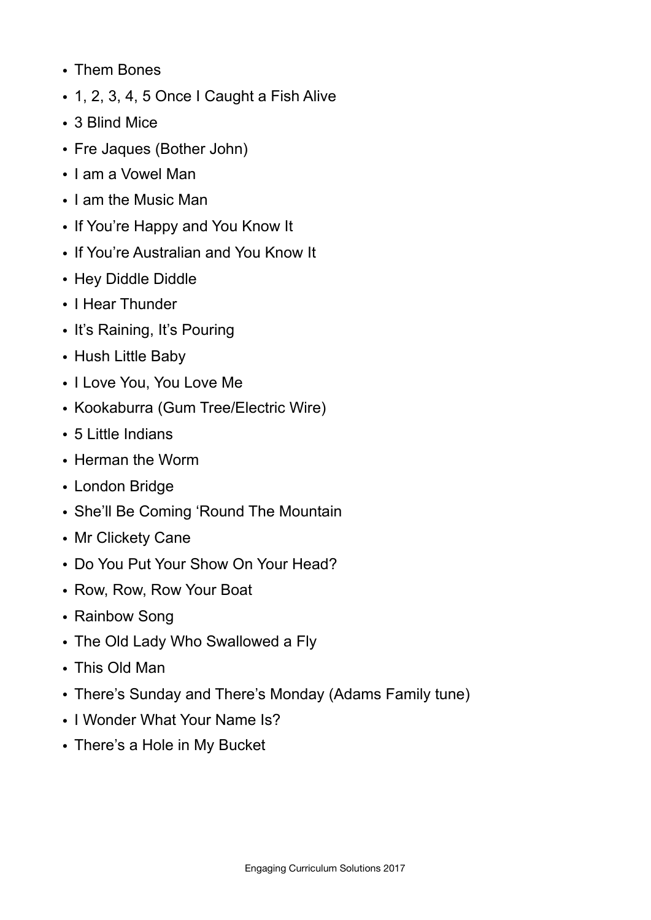- Them Bones
- 1, 2, 3, 4, 5 Once I Caught a Fish Alive
- 3 Blind Mice
- Fre Jaques (Bother John)
- I am a Vowel Man
- I am the Music Man
- If You're Happy and You Know It
- If You're Australian and You Know It
- Hey Diddle Diddle
- I Hear Thunder
- It's Raining, It's Pouring
- Hush Little Baby
- I Love You, You Love Me
- Kookaburra (Gum Tree/Electric Wire)
- 5 Little Indians
- Herman the Worm
- London Bridge
- She'll Be Coming 'Round The Mountain
- Mr Clickety Cane
- Do You Put Your Show On Your Head?
- Row, Row, Row Your Boat
- Rainbow Song
- The Old Lady Who Swallowed a Fly
- This Old Man
- There's Sunday and There's Monday (Adams Family tune)
- I Wonder What Your Name Is?
- There's a Hole in My Bucket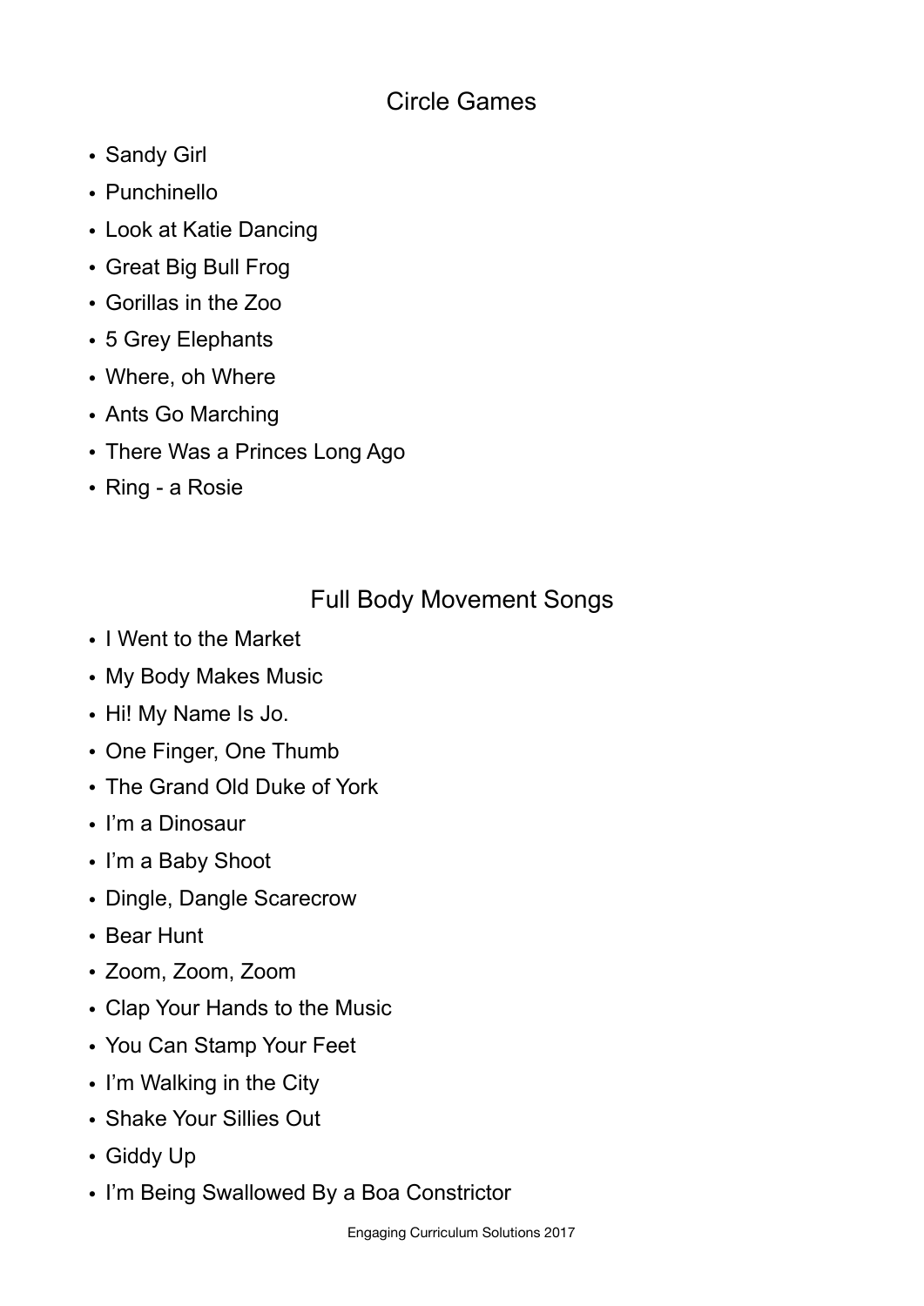## Circle Games

- Sandy Girl
- Punchinello
- Look at Katie Dancing
- Great Big Bull Frog
- Gorillas in the Zoo
- 5 Grey Elephants
- Where, oh Where
- Ants Go Marching
- There Was a Princes Long Ago
- Ring - a Rosie

## Full Body Movement Songs

- I Went to the Market
- My Body Makes Music
- Hi! My Name Is Jo.
- One Finger, One Thumb
- The Grand Old Duke of York
- I'm a Dinosaur
- I'm a Baby Shoot
- Dingle, Dangle Scarecrow
- Bear Hunt
- Zoom, Zoom, Zoom
- Clap Your Hands to the Music
- You Can Stamp Your Feet
- I'm Walking in the City
- Shake Your Sillies Out
- Giddy Up
- I'm Being Swallowed By a Boa Constrictor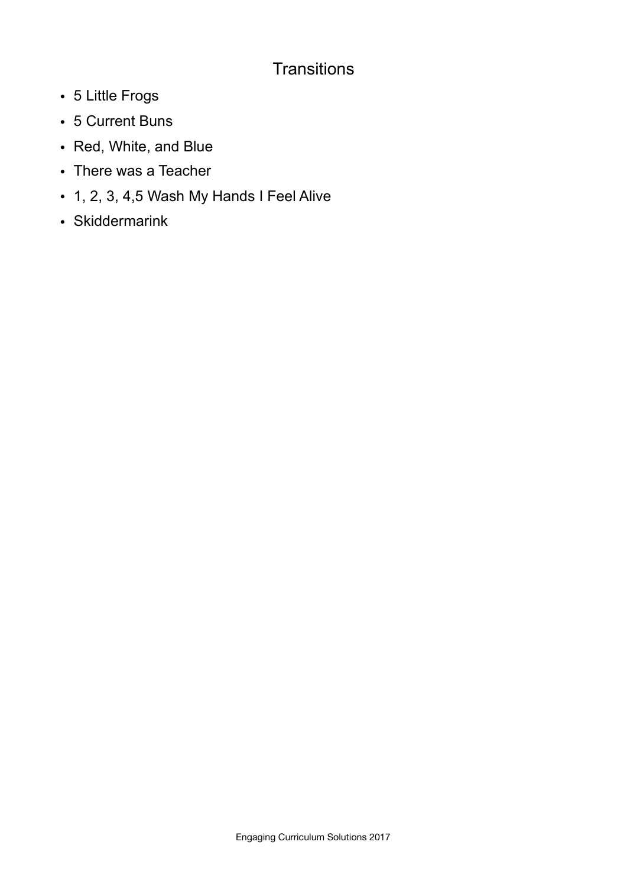# Transitions

- 5 Little Frogs
- 5 Current Buns
- Red, White, and Blue
- There was a Teacher
- 1, 2, 3, 4,5 Wash My Hands I Feel Alive
- Skiddermarink

Engaging Curriculum Solutions 2017